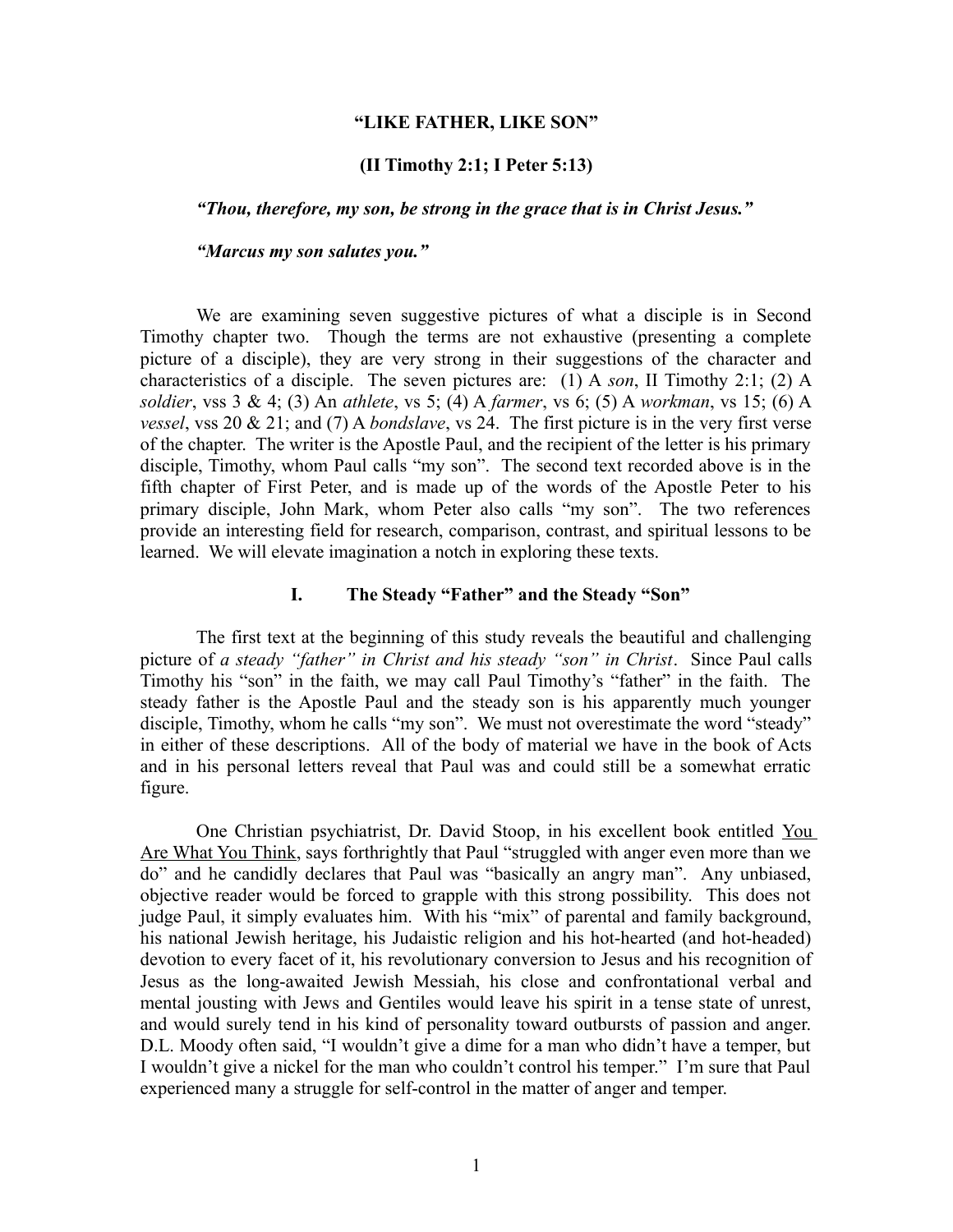# "LIKE FATHER, LIKE SON"

## (II Timothy 2:1; I Peter 5:13)

***"Thou, therefore, my son, be strong in the grace that is in Christ Jesus."***

***"Marcus my son salutes you."***

We are examining seven suggestive pictures of what a disciple is in Second Timothy chapter two. Though the terms are not exhaustive (presenting a complete picture of a disciple), they are very strong in their suggestions of the character and characteristics of a disciple. The seven pictures are: (1) A *son*, II Timothy 2:1; (2) A *soldier*, vss 3 & 4; (3) An *athlete*, vs 5; (4) A *farmer*, vs 6; (5) A *workman*, vs 15; (6) A *vessel*, vss 20 & 21; and (7) A *bondslave*, vs 24. The first picture is in the very first verse of the chapter. The writer is the Apostle Paul, and the recipient of the letter is his primary disciple, Timothy, whom Paul calls "my son". The second text recorded above is in the fifth chapter of First Peter, and is made up of the words of the Apostle Peter to his primary disciple, John Mark, whom Peter also calls "my son". The two references provide an interesting field for research, comparison, contrast, and spiritual lessons to be learned. We will elevate imagination a notch in exploring these texts.

### I. The Steady "Father" and the Steady "Son"

The first text at the beginning of this study reveals the beautiful and challenging picture of *a steady "father" in Christ and his steady "son" in Christ*. Since Paul calls Timothy his "son" in the faith, we may call Paul Timothy's "father" in the faith. The steady father is the Apostle Paul and the steady son is his apparently much younger disciple, Timothy, whom he calls "my son". We must not overestimate the word "steady" in either of these descriptions. All of the body of material we have in the book of Acts and in his personal letters reveal that Paul was and could still be a somewhat erratic figure.

One Christian psychiatrist, Dr. David Stoop, in his excellent book entitled <u>You Are What You Think</u>, says forthrightly that Paul "struggled with anger even more than we do" and he candidly declares that Paul was "basically an angry man". Any unbiased, objective reader would be forced to grapple with this strong possibility. This does not judge Paul, it simply evaluates him. With his "mix" of parental and family background, his national Jewish heritage, his Judaistic religion and his hot-hearted (and hot-headed) devotion to every facet of it, his revolutionary conversion to Jesus and his recognition of Jesus as the long-awaited Jewish Messiah, his close and confrontational verbal and mental jousting with Jews and Gentiles would leave his spirit in a tense state of unrest, and would surely tend in his kind of personality toward outbursts of passion and anger. D.L. Moody often said, "I wouldn't give a dime for a man who didn't have a temper, but I wouldn't give a nickel for the man who couldn't control his temper." I'm sure that Paul experienced many a struggle for self-control in the matter of anger and temper.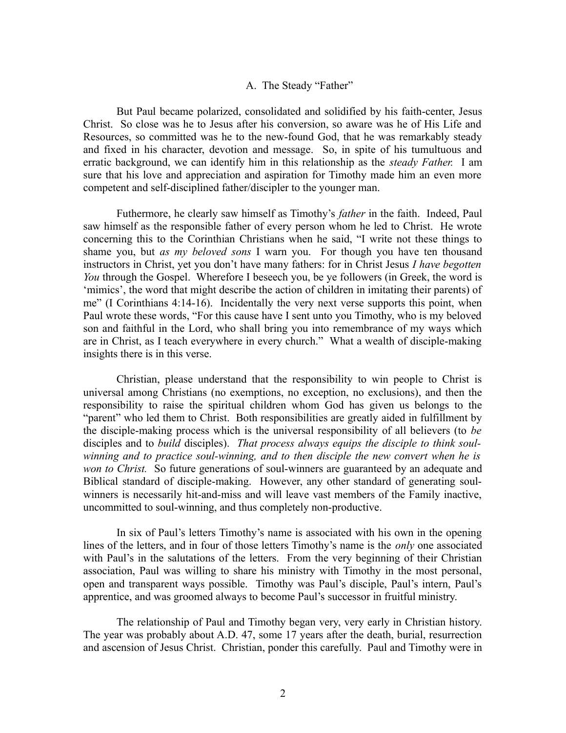### A. The Steady "Father"

But Paul became polarized, consolidated and solidified by his faith-center, Jesus Christ. So close was he to Jesus after his conversion, so aware was he of His Life and Resources, so committed was he to the new-found God, that he was remarkably steady and fixed in his character, devotion and message. So, in spite of his tumultuous and erratic background, we can identify him in this relationship as the *steady Father.* I am sure that his love and appreciation and aspiration for Timothy made him an even more competent and self-disciplined father/discipler to the younger man.

Futhermore, he clearly saw himself as Timothy's *father* in the faith. Indeed, Paul saw himself as the responsible father of every person whom he led to Christ. He wrote concerning this to the Corinthian Christians when he said, "I write not these things to shame you, but *as my beloved sons* I warn you. For though you have ten thousand instructors in Christ, yet you don't have many fathers: for in Christ Jesus *I have begotten You* through the Gospel. Wherefore I beseech you, be ye followers (in Greek, the word is 'mimics', the word that might describe the action of children in imitating their parents) of me" (I Corinthians 4:14-16). Incidentally the very next verse supports this point, when Paul wrote these words, "For this cause have I sent unto you Timothy, who is my beloved son and faithful in the Lord, who shall bring you into remembrance of my ways which are in Christ, as I teach everywhere in every church." What a wealth of disciple-making insights there is in this verse.

Christian, please understand that the responsibility to win people to Christ is universal among Christians (no exemptions, no exception, no exclusions), and then the responsibility to raise the spiritual children whom God has given us belongs to the "parent" who led them to Christ. Both responsibilities are greatly aided in fulfillment by the disciple-making process which is the universal responsibility of all believers (to *be* disciples and to *build* disciples). *That process always equips the disciple to think soul-winning and to practice soul-winning, and to then disciple the new convert when he is won to Christ.* So future generations of soul-winners are guaranteed by an adequate and Biblical standard of disciple-making. However, any other standard of generating soul-winners is necessarily hit-and-miss and will leave vast members of the Family inactive, uncommitted to soul-winning, and thus completely non-productive.

In six of Paul's letters Timothy's name is associated with his own in the opening lines of the letters, and in four of those letters Timothy's name is the *only* one associated with Paul's in the salutations of the letters. From the very beginning of their Christian association, Paul was willing to share his ministry with Timothy in the most personal, open and transparent ways possible. Timothy was Paul's disciple, Paul's intern, Paul's apprentice, and was groomed always to become Paul's successor in fruitful ministry.

The relationship of Paul and Timothy began very, very early in Christian history. The year was probably about A.D. 47, some 17 years after the death, burial, resurrection and ascension of Jesus Christ. Christian, ponder this carefully. Paul and Timothy were in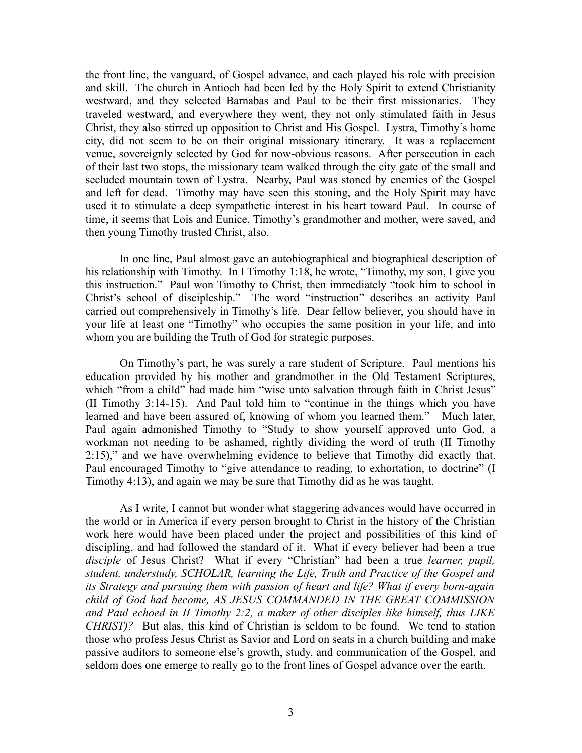the front line, the vanguard, of Gospel advance, and each played his role with precision and skill. The church in Antioch had been led by the Holy Spirit to extend Christianity westward, and they selected Barnabas and Paul to be their first missionaries. They traveled westward, and everywhere they went, they not only stimulated faith in Jesus Christ, they also stirred up opposition to Christ and His Gospel. Lystra, Timothy's home city, did not seem to be on their original missionary itinerary. It was a replacement venue, sovereignly selected by God for now-obvious reasons. After persecution in each of their last two stops, the missionary team walked through the city gate of the small and secluded mountain town of Lystra. Nearby, Paul was stoned by enemies of the Gospel and left for dead. Timothy may have seen this stoning, and the Holy Spirit may have used it to stimulate a deep sympathetic interest in his heart toward Paul. In course of time, it seems that Lois and Eunice, Timothy's grandmother and mother, were saved, and then young Timothy trusted Christ, also.

In one line, Paul almost gave an autobiographical and biographical description of his relationship with Timothy. In I Timothy 1:18, he wrote, "Timothy, my son, I give you this instruction." Paul won Timothy to Christ, then immediately "took him to school in Christ's school of discipleship." The word "instruction" describes an activity Paul carried out comprehensively in Timothy's life. Dear fellow believer, you should have in your life at least one "Timothy" who occupies the same position in your life, and into whom you are building the Truth of God for strategic purposes.

On Timothy's part, he was surely a rare student of Scripture. Paul mentions his education provided by his mother and grandmother in the Old Testament Scriptures, which "from a child" had made him "wise unto salvation through faith in Christ Jesus" (II Timothy 3:14-15). And Paul told him to "continue in the things which you have learned and have been assured of, knowing of whom you learned them." Much later, Paul again admonished Timothy to "Study to show yourself approved unto God, a workman not needing to be ashamed, rightly dividing the word of truth (II Timothy 2:15)," and we have overwhelming evidence to believe that Timothy did exactly that. Paul encouraged Timothy to "give attendance to reading, to exhortation, to doctrine" (I Timothy 4:13), and again we may be sure that Timothy did as he was taught.

As I write, I cannot but wonder what staggering advances would have occurred in the world or in America if every person brought to Christ in the history of the Christian work here would have been placed under the project and possibilities of this kind of discipling, and had followed the standard of it. What if every believer had been a true *disciple* of Jesus Christ? What if every "Christian" had been a true *learner, pupil, student, understudy, SCHOLAR, learning the Life, Truth and Practice of the Gospel and its Strategy and pursuing them with passion of heart and life? What if every born-again child of God had become, AS JESUS COMMANDED IN THE GREAT COMMISSION and Paul echoed in II Timothy 2:2, a maker of other disciples like himself, thus LIKE CHRIST)?* But alas, this kind of Christian is seldom to be found. We tend to station those who profess Jesus Christ as Savior and Lord on seats in a church building and make passive auditors to someone else's growth, study, and communication of the Gospel, and seldom does one emerge to really go to the front lines of Gospel advance over the earth.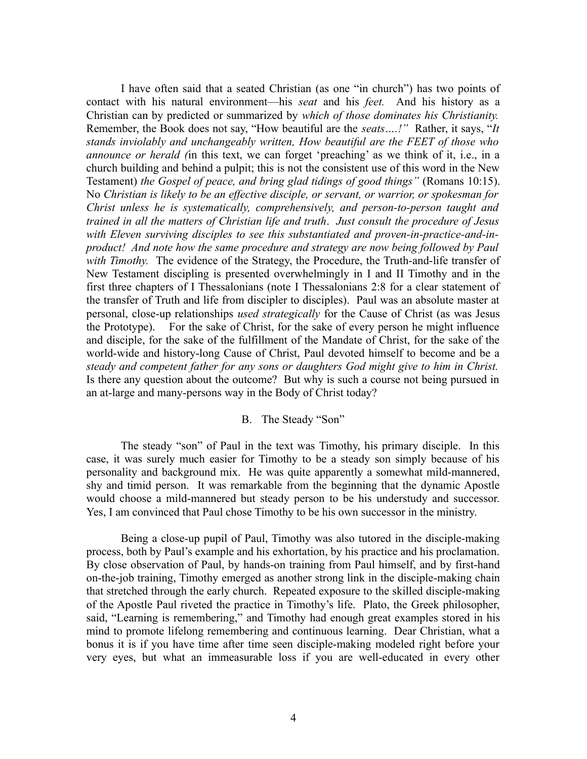I have often said that a seated Christian (as one "in church") has two points of contact with his natural environment—his *seat* and his *feet.* And his history as a Christian can by predicted or summarized by *which of those dominates his Christianity.* Remember, the Book does not say, "How beautiful are the *seats….!"* Rather, it says, "*It stands inviolably and unchangeably written, How beautiful are the FEET of those who announce or herald (*in this text, we can forget 'preaching' as we think of it, i.e., in a church building and behind a pulpit; this is not the consistent use of this word in the New Testament) *the Gospel of peace, and bring glad tidings of good things"* (Romans 10:15). No *Christian is likely to be an effective disciple, or servant, or warrior, or spokesman for Christ unless he is systematically, comprehensively, and person-to-person taught and trained in all the matters of Christian life and truth*. *Just consult the procedure of Jesus with Eleven surviving disciples to see this substantiated and proven-in-practice-and-in-product! And note how the same procedure and strategy are now being followed by Paul with Timothy.* The evidence of the Strategy, the Procedure, the Truth-and-life transfer of New Testament discipling is presented overwhelmingly in I and II Timothy and in the first three chapters of I Thessalonians (note I Thessalonians 2:8 for a clear statement of the transfer of Truth and life from discipler to disciples). Paul was an absolute master at personal, close-up relationships *used strategically* for the Cause of Christ (as was Jesus the Prototype). For the sake of Christ, for the sake of every person he might influence and disciple, for the sake of the fulfillment of the Mandate of Christ, for the sake of the world-wide and history-long Cause of Christ, Paul devoted himself to become and be a *steady and competent father for any sons or daughters God might give to him in Christ.* Is there any question about the outcome? But why is such a course not being pursued in an at-large and many-persons way in the Body of Christ today?

## B. The Steady "Son"

The steady "son" of Paul in the text was Timothy, his primary disciple. In this case, it was surely much easier for Timothy to be a steady son simply because of his personality and background mix. He was quite apparently a somewhat mild-mannered, shy and timid person. It was remarkable from the beginning that the dynamic Apostle would choose a mild-mannered but steady person to be his understudy and successor. Yes, I am convinced that Paul chose Timothy to be his own successor in the ministry.

Being a close-up pupil of Paul, Timothy was also tutored in the disciple-making process, both by Paul's example and his exhortation, by his practice and his proclamation. By close observation of Paul, by hands-on training from Paul himself, and by first-hand on-the-job training, Timothy emerged as another strong link in the disciple-making chain that stretched through the early church. Repeated exposure to the skilled disciple-making of the Apostle Paul riveted the practice in Timothy's life. Plato, the Greek philosopher, said, "Learning is remembering," and Timothy had enough great examples stored in his mind to promote lifelong remembering and continuous learning. Dear Christian, what a bonus it is if you have time after time seen disciple-making modeled right before your very eyes, but what an immeasurable loss if you are well-educated in every other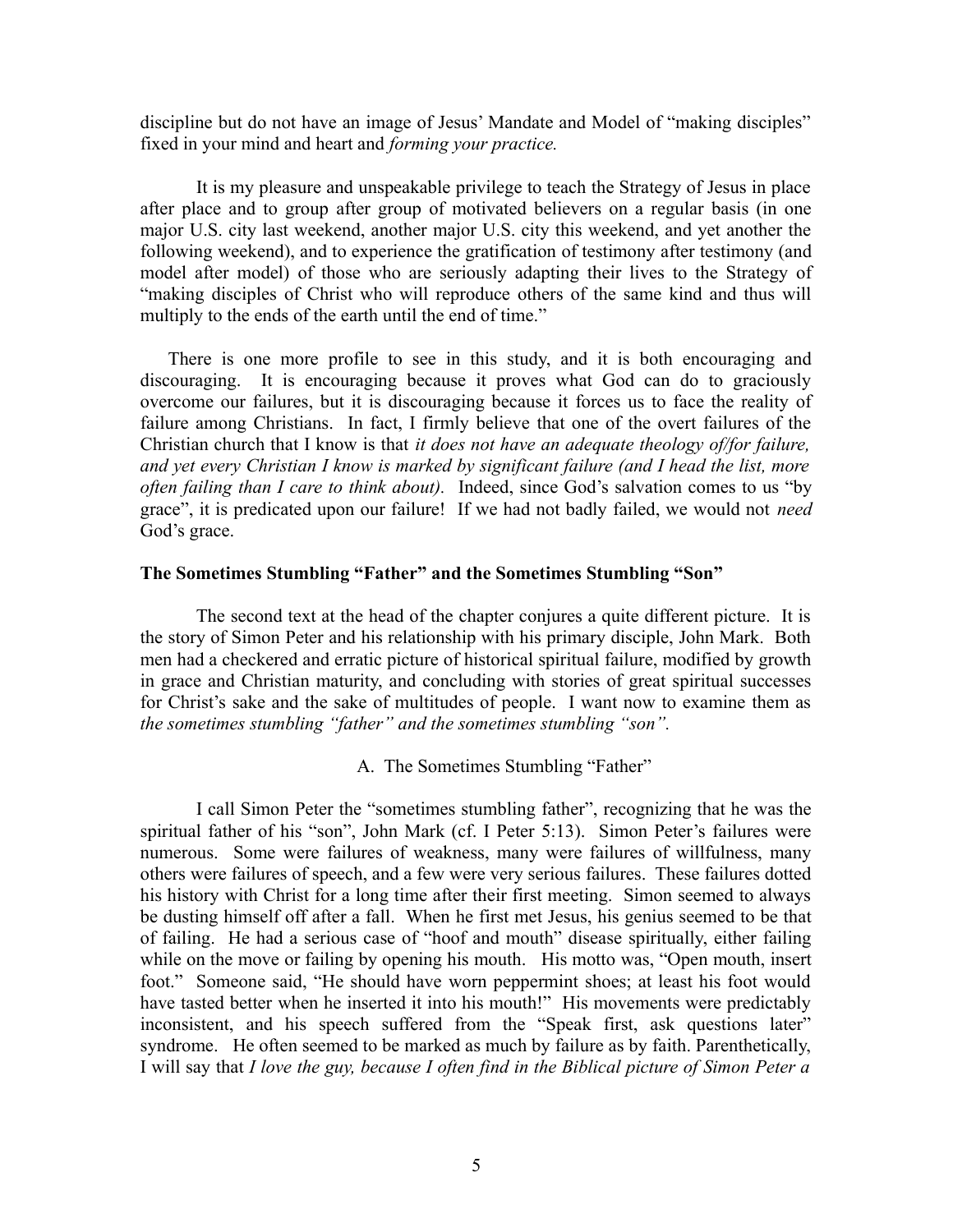discipline but do not have an image of Jesus' Mandate and Model of "making disciples" fixed in your mind and heart and *forming your practice.*

It is my pleasure and unspeakable privilege to teach the Strategy of Jesus in place after place and to group after group of motivated believers on a regular basis (in one major U.S. city last weekend, another major U.S. city this weekend, and yet another the following weekend), and to experience the gratification of testimony after testimony (and model after model) of those who are seriously adapting their lives to the Strategy of "making disciples of Christ who will reproduce others of the same kind and thus will multiply to the ends of the earth until the end of time."

There is one more profile to see in this study, and it is both encouraging and discouraging. It is encouraging because it proves what God can do to graciously overcome our failures, but it is discouraging because it forces us to face the reality of failure among Christians. In fact, I firmly believe that one of the overt failures of the Christian church that I know is that *it does not have an adequate theology of/for failure, and yet every Christian I know is marked by significant failure (and I head the list, more often failing than I care to think about).* Indeed, since God's salvation comes to us "by grace", it is predicated upon our failure! If we had not badly failed, we would not *need* God's grace.

**The Sometimes Stumbling "Father" and the Sometimes Stumbling "Son"**

The second text at the head of the chapter conjures a quite different picture. It is the story of Simon Peter and his relationship with his primary disciple, John Mark. Both men had a checkered and erratic picture of historical spiritual failure, modified by growth in grace and Christian maturity, and concluding with stories of great spiritual successes for Christ's sake and the sake of multitudes of people. I want now to examine them as *the sometimes stumbling "father" and the sometimes stumbling "son".*

A. The Sometimes Stumbling "Father"

I call Simon Peter the "sometimes stumbling father", recognizing that he was the spiritual father of his "son", John Mark (cf. I Peter 5:13). Simon Peter's failures were numerous. Some were failures of weakness, many were failures of willfulness, many others were failures of speech, and a few were very serious failures. These failures dotted his history with Christ for a long time after their first meeting. Simon seemed to always be dusting himself off after a fall. When he first met Jesus, his genius seemed to be that of failing. He had a serious case of "hoof and mouth" disease spiritually, either failing while on the move or failing by opening his mouth. His motto was, "Open mouth, insert foot." Someone said, "He should have worn peppermint shoes; at least his foot would have tasted better when he inserted it into his mouth!" His movements were predictably inconsistent, and his speech suffered from the "Speak first, ask questions later" syndrome. He often seemed to be marked as much by failure as by faith. Parenthetically, I will say that *I love the guy, because I often find in the Biblical picture of Simon Peter a*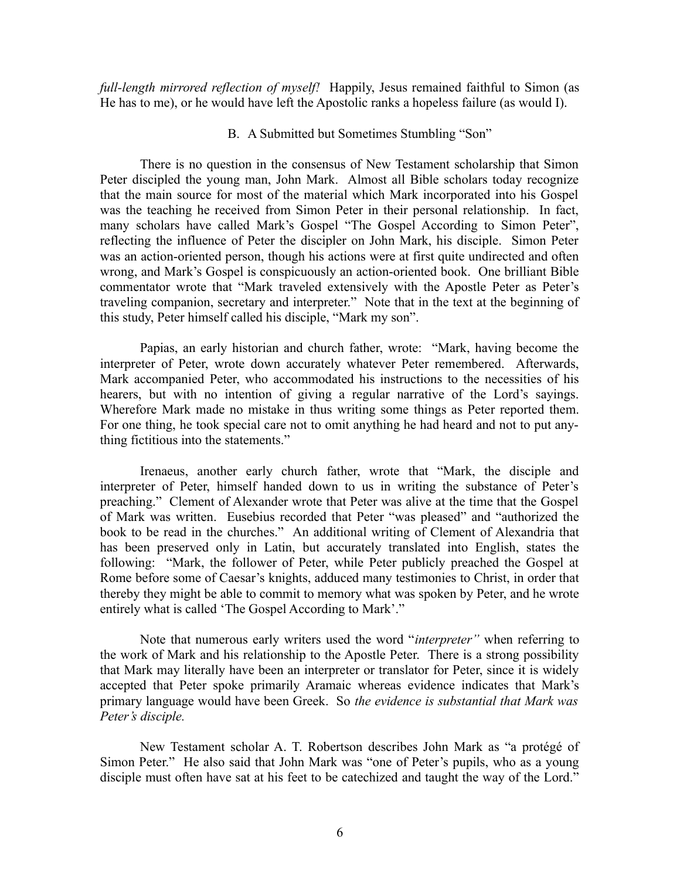*full-length mirrored reflection of myself!* Happily, Jesus remained faithful to Simon (as He has to me), or he would have left the Apostolic ranks a hopeless failure (as would I).

### B. A Submitted but Sometimes Stumbling "Son"

There is no question in the consensus of New Testament scholarship that Simon Peter discipled the young man, John Mark. Almost all Bible scholars today recognize that the main source for most of the material which Mark incorporated into his Gospel was the teaching he received from Simon Peter in their personal relationship. In fact, many scholars have called Mark's Gospel "The Gospel According to Simon Peter", reflecting the influence of Peter the discipler on John Mark, his disciple. Simon Peter was an action-oriented person, though his actions were at first quite undirected and often wrong, and Mark's Gospel is conspicuously an action-oriented book. One brilliant Bible commentator wrote that "Mark traveled extensively with the Apostle Peter as Peter's traveling companion, secretary and interpreter." Note that in the text at the beginning of this study, Peter himself called his disciple, "Mark my son".

Papias, an early historian and church father, wrote: "Mark, having become the interpreter of Peter, wrote down accurately whatever Peter remembered. Afterwards, Mark accompanied Peter, who accommodated his instructions to the necessities of his hearers, but with no intention of giving a regular narrative of the Lord's sayings. Wherefore Mark made no mistake in thus writing some things as Peter reported them. For one thing, he took special care not to omit anything he had heard and not to put anything fictitious into the statements."

Irenaeus, another early church father, wrote that "Mark, the disciple and interpreter of Peter, himself handed down to us in writing the substance of Peter's preaching." Clement of Alexander wrote that Peter was alive at the time that the Gospel of Mark was written. Eusebius recorded that Peter "was pleased" and "authorized the book to be read in the churches." An additional writing of Clement of Alexandria that has been preserved only in Latin, but accurately translated into English, states the following: "Mark, the follower of Peter, while Peter publicly preached the Gospel at Rome before some of Caesar's knights, adduced many testimonies to Christ, in order that thereby they might be able to commit to memory what was spoken by Peter, and he wrote entirely what is called 'The Gospel According to Mark'."

Note that numerous early writers used the word "*interpreter"* when referring to the work of Mark and his relationship to the Apostle Peter. There is a strong possibility that Mark may literally have been an interpreter or translator for Peter, since it is widely accepted that Peter spoke primarily Aramaic whereas evidence indicates that Mark's primary language would have been Greek. So *the evidence is substantial that Mark was Peter's disciple.*

New Testament scholar A. T. Robertson describes John Mark as "a protégé of Simon Peter." He also said that John Mark was "one of Peter's pupils, who as a young disciple must often have sat at his feet to be catechized and taught the way of the Lord."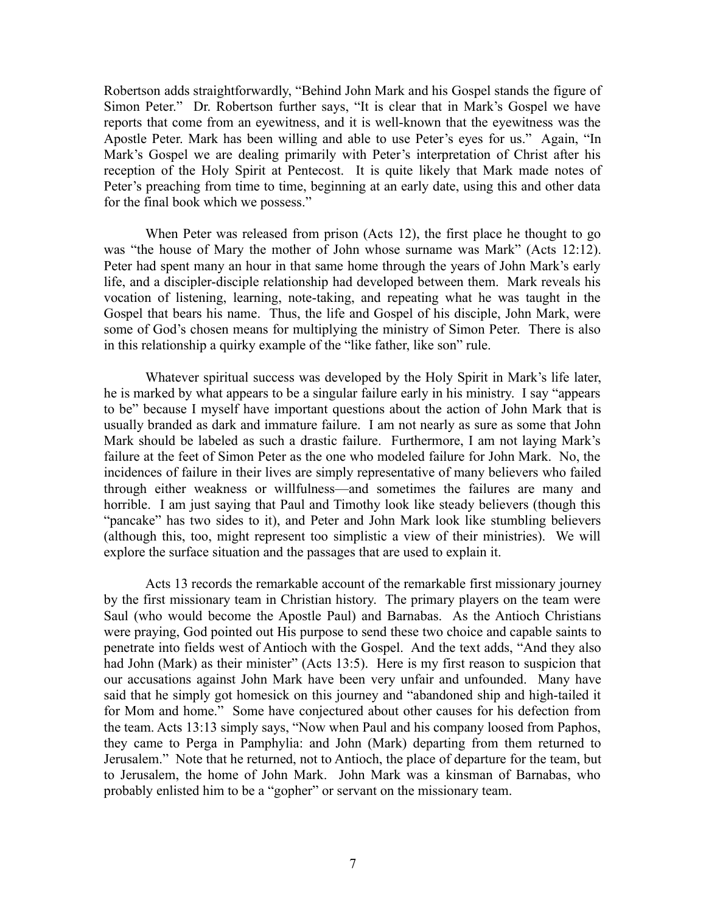Robertson adds straightforwardly, "Behind John Mark and his Gospel stands the figure of Simon Peter." Dr. Robertson further says, "It is clear that in Mark's Gospel we have reports that come from an eyewitness, and it is well-known that the eyewitness was the Apostle Peter. Mark has been willing and able to use Peter's eyes for us." Again, "In Mark's Gospel we are dealing primarily with Peter's interpretation of Christ after his reception of the Holy Spirit at Pentecost. It is quite likely that Mark made notes of Peter's preaching from time to time, beginning at an early date, using this and other data for the final book which we possess."

When Peter was released from prison (Acts 12), the first place he thought to go was "the house of Mary the mother of John whose surname was Mark" (Acts 12:12). Peter had spent many an hour in that same home through the years of John Mark's early life, and a discipler-disciple relationship had developed between them. Mark reveals his vocation of listening, learning, note-taking, and repeating what he was taught in the Gospel that bears his name. Thus, the life and Gospel of his disciple, John Mark, were some of God's chosen means for multiplying the ministry of Simon Peter. There is also in this relationship a quirky example of the "like father, like son" rule.

Whatever spiritual success was developed by the Holy Spirit in Mark's life later, he is marked by what appears to be a singular failure early in his ministry. I say "appears to be" because I myself have important questions about the action of John Mark that is usually branded as dark and immature failure. I am not nearly as sure as some that John Mark should be labeled as such a drastic failure. Furthermore, I am not laying Mark's failure at the feet of Simon Peter as the one who modeled failure for John Mark. No, the incidences of failure in their lives are simply representative of many believers who failed through either weakness or willfulness—and sometimes the failures are many and horrible. I am just saying that Paul and Timothy look like steady believers (though this "pancake" has two sides to it), and Peter and John Mark look like stumbling believers (although this, too, might represent too simplistic a view of their ministries). We will explore the surface situation and the passages that are used to explain it.

Acts 13 records the remarkable account of the remarkable first missionary journey by the first missionary team in Christian history. The primary players on the team were Saul (who would become the Apostle Paul) and Barnabas. As the Antioch Christians were praying, God pointed out His purpose to send these two choice and capable saints to penetrate into fields west of Antioch with the Gospel. And the text adds, "And they also had John (Mark) as their minister" (Acts 13:5). Here is my first reason to suspicion that our accusations against John Mark have been very unfair and unfounded. Many have said that he simply got homesick on this journey and "abandoned ship and high-tailed it for Mom and home." Some have conjectured about other causes for his defection from the team. Acts 13:13 simply says, "Now when Paul and his company loosed from Paphos, they came to Perga in Pamphylia: and John (Mark) departing from them returned to Jerusalem." Note that he returned, not to Antioch, the place of departure for the team, but to Jerusalem, the home of John Mark. John Mark was a kinsman of Barnabas, who probably enlisted him to be a "gopher" or servant on the missionary team.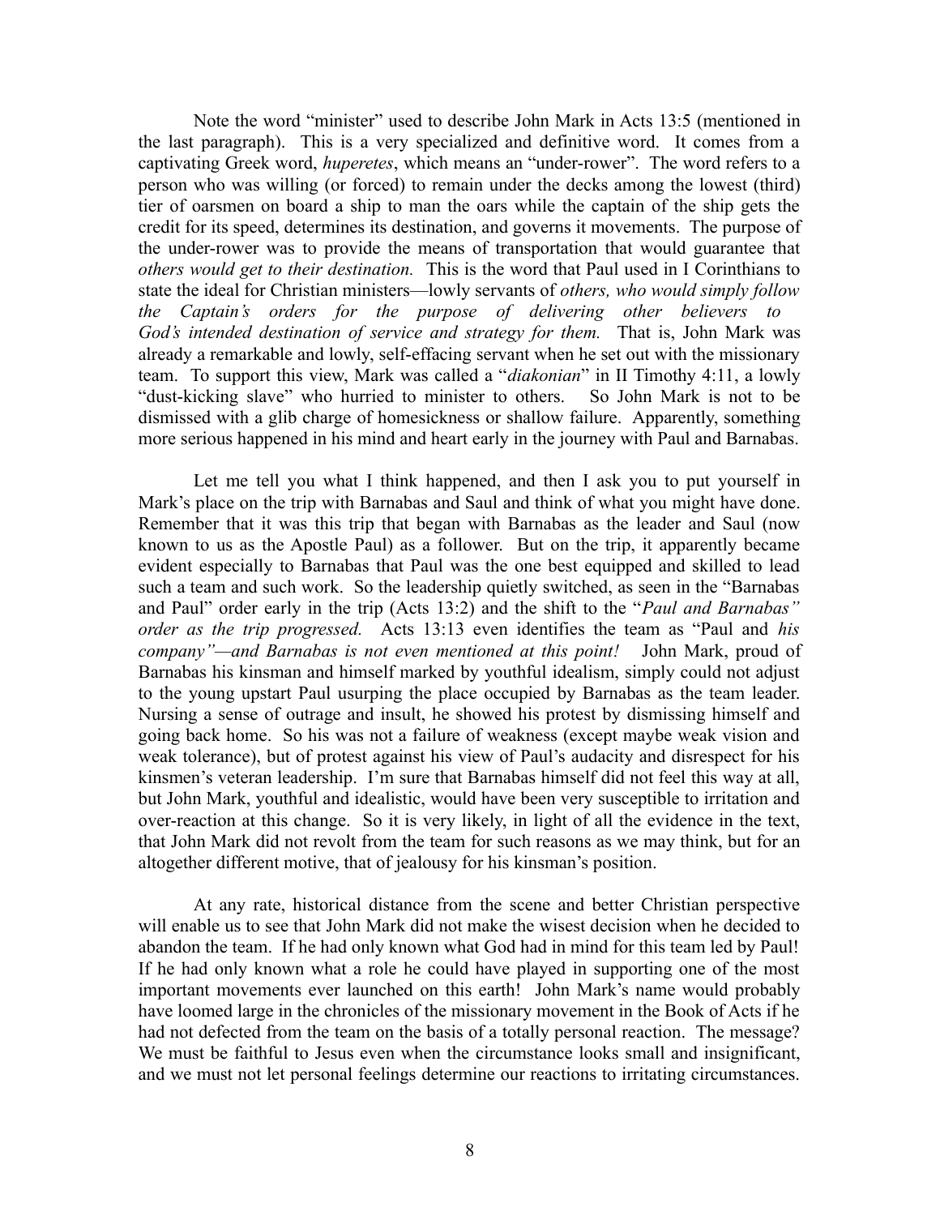Note the word "minister" used to describe John Mark in Acts 13:5 (mentioned in the last paragraph). This is a very specialized and definitive word. It comes from a captivating Greek word, *huperetes*, which means an "under-rower". The word refers to a person who was willing (or forced) to remain under the decks among the lowest (third) tier of oarsmen on board a ship to man the oars while the captain of the ship gets the credit for its speed, determines its destination, and governs it movements. The purpose of the under-rower was to provide the means of transportation that would guarantee that *others would get to their destination.* This is the word that Paul used in I Corinthians to state the ideal for Christian ministers—lowly servants of *others, who would simply follow the Captain's orders for the purpose of delivering other believers to God's intended destination of service and strategy for them.* That is, John Mark was already a remarkable and lowly, self-effacing servant when he set out with the missionary team. To support this view, Mark was called a "*diakonian*" in II Timothy 4:11, a lowly "dust-kicking slave" who hurried to minister to others. So John Mark is not to be dismissed with a glib charge of homesickness or shallow failure. Apparently, something more serious happened in his mind and heart early in the journey with Paul and Barnabas.

Let me tell you what I think happened, and then I ask you to put yourself in Mark's place on the trip with Barnabas and Saul and think of what you might have done. Remember that it was this trip that began with Barnabas as the leader and Saul (now known to us as the Apostle Paul) as a follower. But on the trip, it apparently became evident especially to Barnabas that Paul was the one best equipped and skilled to lead such a team and such work. So the leadership quietly switched, as seen in the "Barnabas and Paul" order early in the trip (Acts 13:2) and the shift to the "*Paul and Barnabas" order as the trip progressed.* Acts 13:13 even identifies the team as "Paul and *his company"—and Barnabas is not even mentioned at this point!* John Mark, proud of Barnabas his kinsman and himself marked by youthful idealism, simply could not adjust to the young upstart Paul usurping the place occupied by Barnabas as the team leader. Nursing a sense of outrage and insult, he showed his protest by dismissing himself and going back home. So his was not a failure of weakness (except maybe weak vision and weak tolerance), but of protest against his view of Paul's audacity and disrespect for his kinsmen's veteran leadership. I'm sure that Barnabas himself did not feel this way at all, but John Mark, youthful and idealistic, would have been very susceptible to irritation and over-reaction at this change. So it is very likely, in light of all the evidence in the text, that John Mark did not revolt from the team for such reasons as we may think, but for an altogether different motive, that of jealousy for his kinsman's position.

At any rate, historical distance from the scene and better Christian perspective will enable us to see that John Mark did not make the wisest decision when he decided to abandon the team. If he had only known what God had in mind for this team led by Paul! If he had only known what a role he could have played in supporting one of the most important movements ever launched on this earth! John Mark's name would probably have loomed large in the chronicles of the missionary movement in the Book of Acts if he had not defected from the team on the basis of a totally personal reaction. The message? We must be faithful to Jesus even when the circumstance looks small and insignificant, and we must not let personal feelings determine our reactions to irritating circumstances.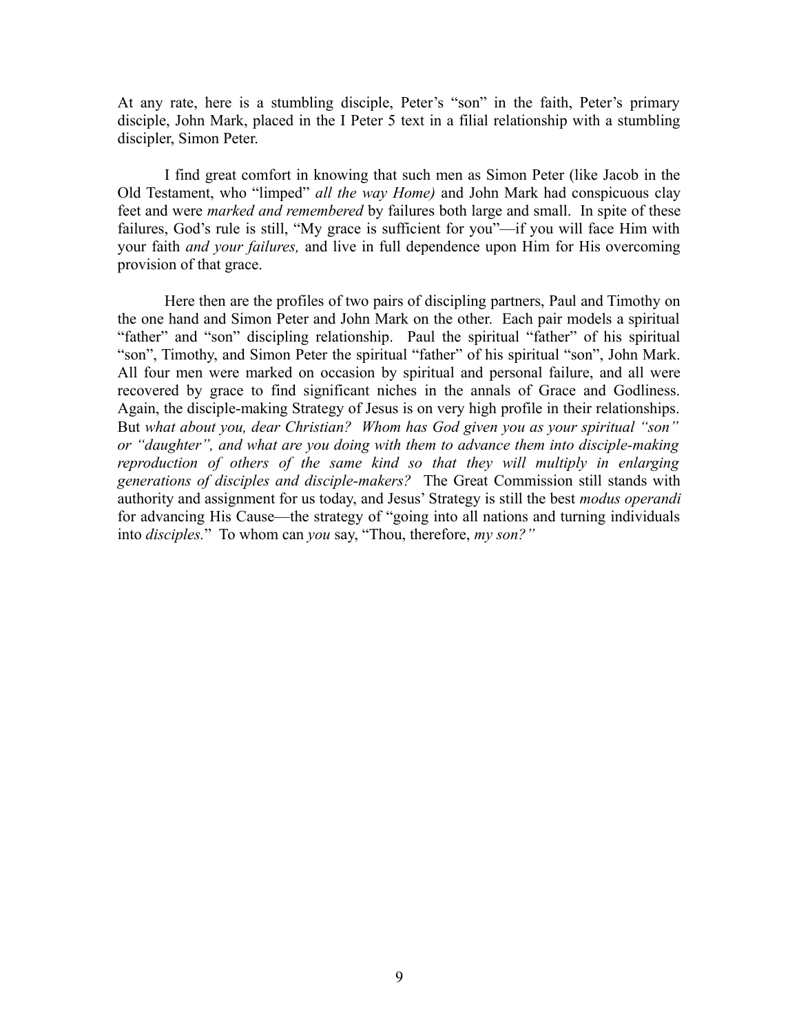At any rate, here is a stumbling disciple, Peter's "son" in the faith, Peter's primary disciple, John Mark, placed in the I Peter 5 text in a filial relationship with a stumbling discipler, Simon Peter.

I find great comfort in knowing that such men as Simon Peter (like Jacob in the Old Testament, who "limped" *all the way Home)* and John Mark had conspicuous clay feet and were *marked and remembered* by failures both large and small. In spite of these failures, God's rule is still, "My grace is sufficient for you"—if you will face Him with your faith *and your failures,* and live in full dependence upon Him for His overcoming provision of that grace.

Here then are the profiles of two pairs of discipling partners, Paul and Timothy on the one hand and Simon Peter and John Mark on the other. Each pair models a spiritual "father" and "son" discipling relationship. Paul the spiritual "father" of his spiritual "son", Timothy, and Simon Peter the spiritual "father" of his spiritual "son", John Mark. All four men were marked on occasion by spiritual and personal failure, and all were recovered by grace to find significant niches in the annals of Grace and Godliness. Again, the disciple-making Strategy of Jesus is on very high profile in their relationships. But *what about you, dear Christian? Whom has God given you as your spiritual "son" or "daughter", and what are you doing with them to advance them into disciple-making reproduction of others of the same kind so that they will multiply in enlarging generations of disciples and disciple-makers?* The Great Commission still stands with authority and assignment for us today, and Jesus' Strategy is still the best *modus operandi* for advancing His Cause—the strategy of "going into all nations and turning individuals into *disciples.*" To whom can *you* say, "Thou, therefore, *my son?"*